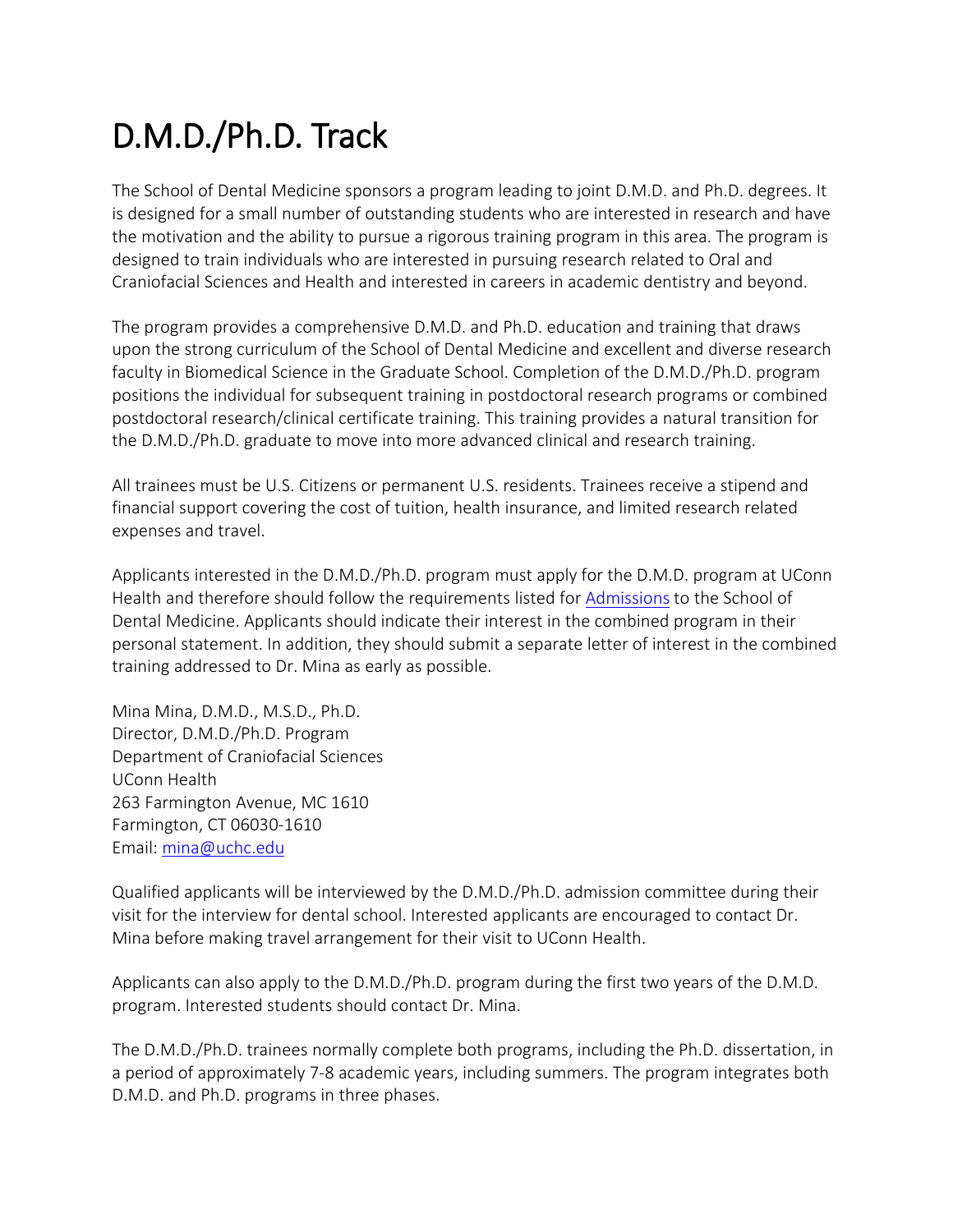# D.M.D./Ph.D. Track

The School of Dental Medicine sponsors a program leading to joint D.M.D. and Ph.D. degrees. It is designed for a small number of outstanding students who are interested in research and have the motivation and the ability to pursue a rigorous training program in this area. The program is designed to train individuals who are interested in pursuing research related to Oral and Craniofacial Sciences and Health and interested in careers in academic dentistry and beyond.

The program provides a comprehensive D.M.D. and Ph.D. education and training that draws upon the strong curriculum of the School of Dental Medicine and excellent and diverse research faculty in Biomedical Science in the Graduate School. Completion of the D.M.D./Ph.D. program positions the individual for subsequent training in postdoctoral research programs or combined postdoctoral research/clinical certificate training. This training provides a natural transition for the D.M.D./Ph.D. graduate to move into more advanced clinical and research training.

All trainees must be U.S. Citizens or permanent U.S. residents. Trainees receive a stipend and financial support covering the cost of tuition, health insurance, and limited research related expenses and travel.

Applicants interested in the D.M.D./Ph.D. program must apply for the D.M.D. program at UConn Health and therefore should follow the requirements listed for Admissions to the School of Dental Medicine. Applicants should indicate their interest in the combined program in their personal statement. In addition, they should submit a separate letter of interest in the combined training addressed to Dr. Mina as early as possible.

Mina Mina, D.M.D., M.S.D., Ph.D.
Director, D.M.D./Ph.D. Program
Department of Craniofacial Sciences
UConn Health
263 Farmington Avenue, MC 1610
Farmington, CT 06030-1610
Email: mina@uchc.edu

Qualified applicants will be interviewed by the D.M.D./Ph.D. admission committee during their visit for the interview for dental school. Interested applicants are encouraged to contact Dr. Mina before making travel arrangement for their visit to UConn Health.

Applicants can also apply to the D.M.D./Ph.D. program during the first two years of the D.M.D. program. Interested students should contact Dr. Mina.

The D.M.D./Ph.D. trainees normally complete both programs, including the Ph.D. dissertation, in a period of approximately 7-8 academic years, including summers. The program integrates both D.M.D. and Ph.D. programs in three phases.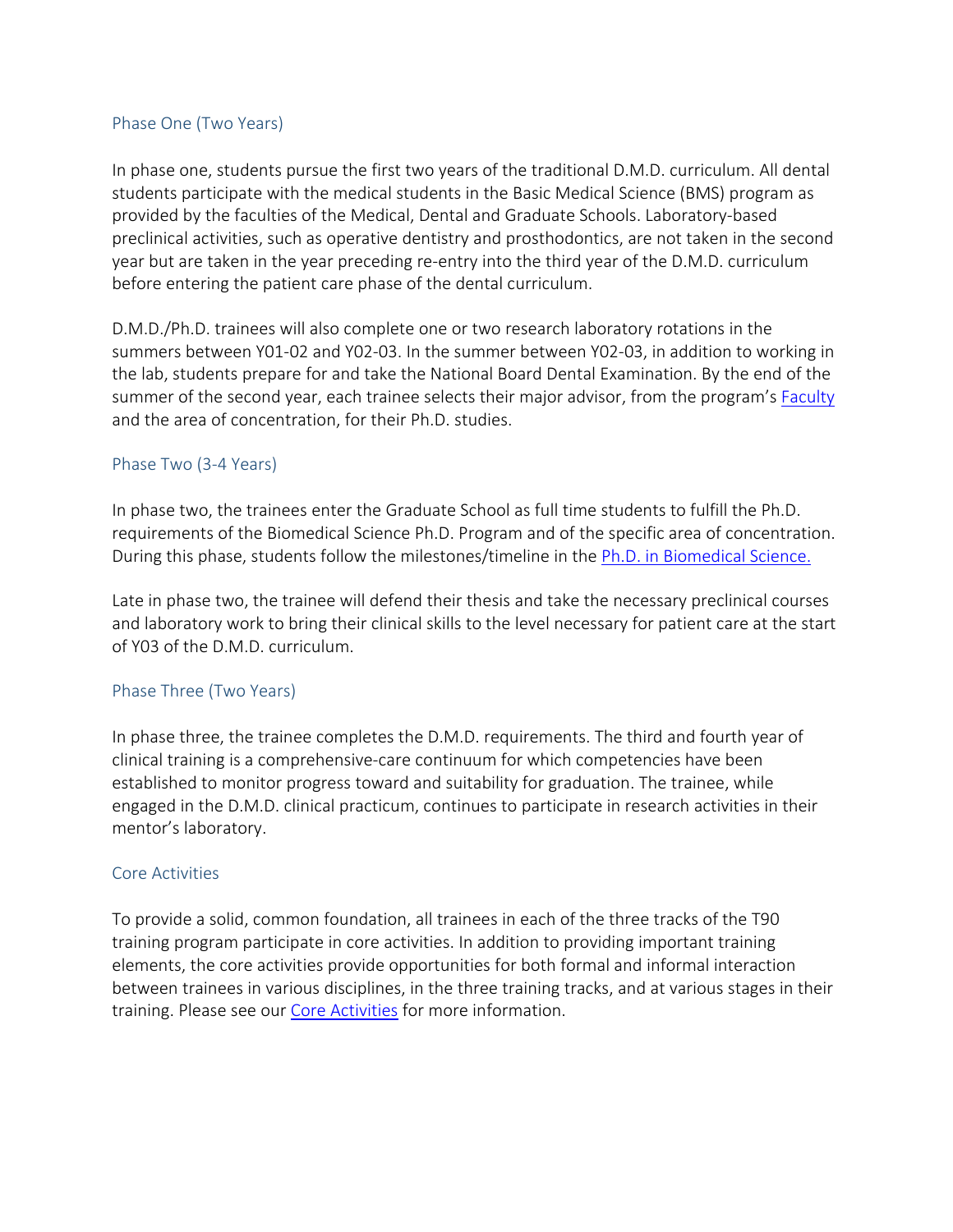## Phase One (Two Years)

In phase one, students pursue the first two years of the traditional D.M.D. curriculum. All dental students participate with the medical students in the Basic Medical Science (BMS) program as provided by the faculties of the Medical, Dental and Graduate Schools. Laboratory-based preclinical activities, such as operative dentistry and prosthodontics, are not taken in the second year but are taken in the year preceding re-entry into the third year of the D.M.D. curriculum before entering the patient care phase of the dental curriculum.

D.M.D./Ph.D. trainees will also complete one or two research laboratory rotations in the summers between Y01-02 and Y02-03. In the summer between Y02-03, in addition to working in the lab, students prepare for and take the National Board Dental Examination. By the end of the summer of the second year, each trainee selects their major advisor, from the program's Faculty and the area of concentration, for their Ph.D. studies.

## Phase Two (3-4 Years)

In phase two, the trainees enter the Graduate School as full time students to fulfill the Ph.D. requirements of the Biomedical Science Ph.D. Program and of the specific area of concentration. During this phase, students follow the milestones/timeline in the Ph.D. in Biomedical Science.

Late in phase two, the trainee will defend their thesis and take the necessary preclinical courses and laboratory work to bring their clinical skills to the level necessary for patient care at the start of Y03 of the D.M.D. curriculum.

## Phase Three (Two Years)

In phase three, the trainee completes the D.M.D. requirements. The third and fourth year of clinical training is a comprehensive-care continuum for which competencies have been established to monitor progress toward and suitability for graduation. The trainee, while engaged in the D.M.D. clinical practicum, continues to participate in research activities in their mentor's laboratory.

## Core Activities

To provide a solid, common foundation, all trainees in each of the three tracks of the T90 training program participate in core activities. In addition to providing important training elements, the core activities provide opportunities for both formal and informal interaction between trainees in various disciplines, in the three training tracks, and at various stages in their training. Please see our Core Activities for more information.